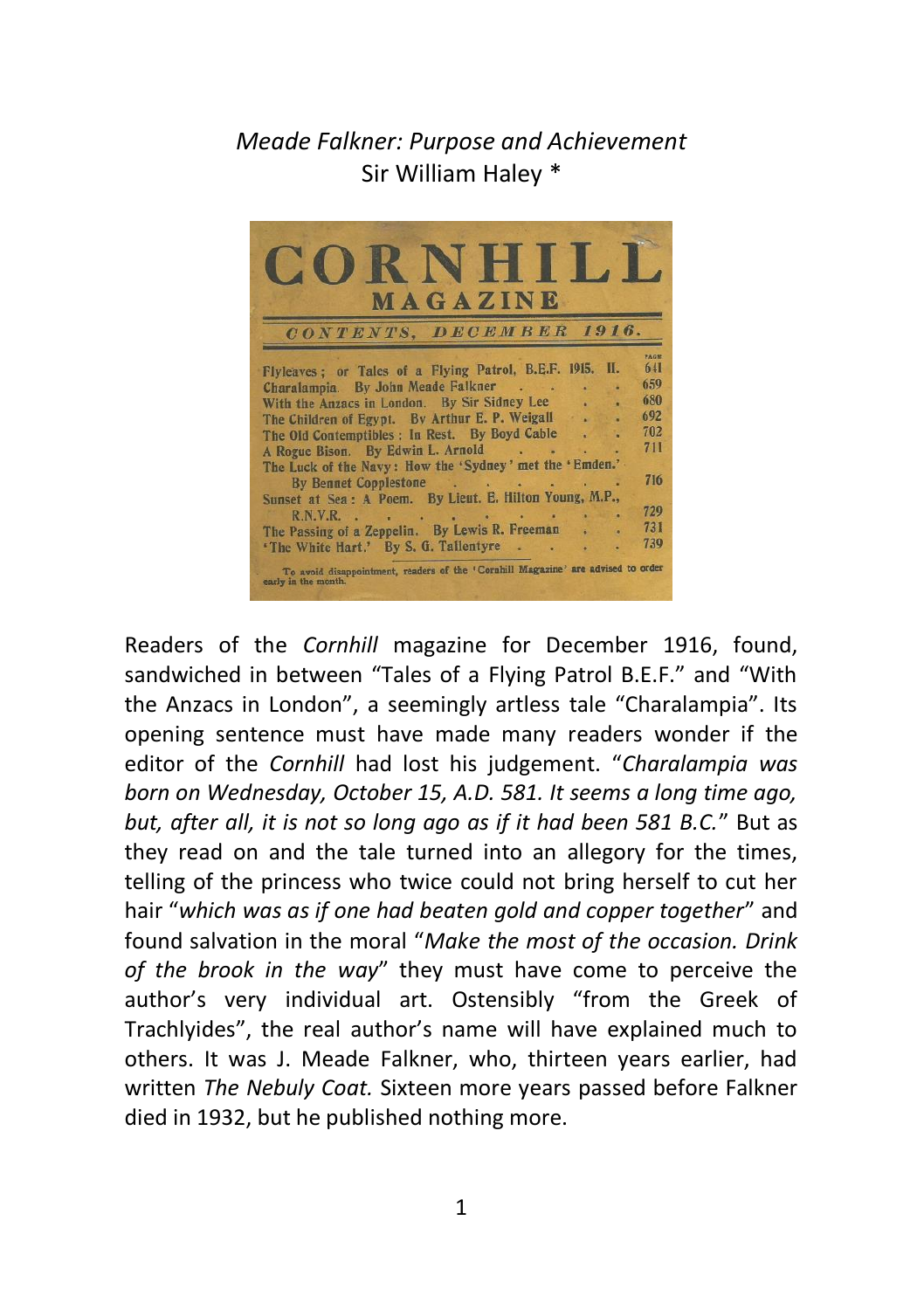*Meade Falkner: Purpose and Achievement*

Sir William Haley *

**CORNHILL MAGAZINE**

*CONTENTS, DECEMBER 1916.*

| | PAGE |
|---|---|
| Flyleaves; or Tales of a Flying Patrol, B.E.F. 1915. II. | 641 |
| Charalampia. By John Meade Falkner | 659 |
| With the Anzacs in London. By Sir Sidney Lee | 680 |
| The Children of Egypt. By Arthur E. P. Weigall | 692 |
| The Old Contemptibles: In Rest. By Boyd Cable | 702 |
| A Rogue Bison. By Edwin L. Arnold | 711 |
| The Luck of the Navy: How the 'Sydney' met the 'Emden.' By Bennet Copplestone | 716 |
| Sunset at Sea: A Poem. By Lieut. E. Hilton Young, M.P., R.N.V.R. | 729 |
| The Passing of a Zeppelin. By Lewis R. Freeman | 731 |
| 'The White Hart.' By S. G. Tallentyre | 739 |

To avoid disappointment, readers of the 'Cornhill Magazine' are advised to order early in the month.

Readers of the *Cornhill* magazine for December 1916, found, sandwiched in between "Tales of a Flying Patrol B.E.F." and "With the Anzacs in London", a seemingly artless tale "Charalampia". Its opening sentence must have made many readers wonder if the editor of the *Cornhill* had lost his judgement. "*Charalampia was born on Wednesday, October 15, A.D. 581. It seems a long time ago, but, after all, it is not so long ago as if it had been 581 B.C.*" But as they read on and the tale turned into an allegory for the times, telling of the princess who twice could not bring herself to cut her hair "*which was as if one had beaten gold and copper together*" and found salvation in the moral "*Make the most of the occasion. Drink of the brook in the way*" they must have come to perceive the author's very individual art. Ostensibly "from the Greek of Trachlyides", the real author's name will have explained much to others. It was J. Meade Falkner, who, thirteen years earlier, had written *The Nebuly Coat.* Sixteen more years passed before Falkner died in 1932, but he published nothing more.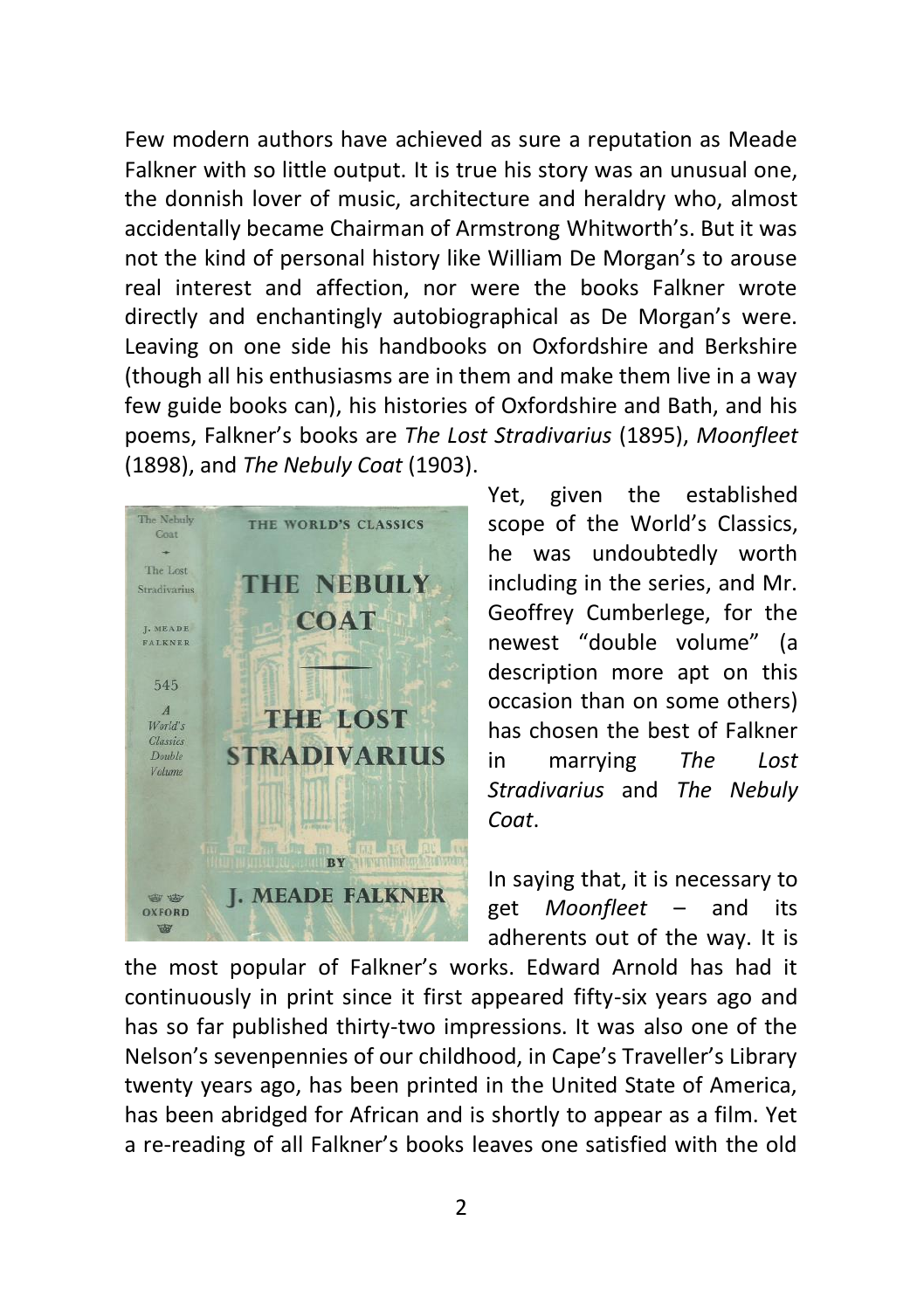Few modern authors have achieved as sure a reputation as Meade Falkner with so little output. It is true his story was an unusual one, the donnish lover of music, architecture and heraldry who, almost accidentally became Chairman of Armstrong Whitworth's. But it was not the kind of personal history like William De Morgan's to arouse real interest and affection, nor were the books Falkner wrote directly and enchantingly autobiographical as De Morgan's were. Leaving on one side his handbooks on Oxfordshire and Berkshire (though all his enthusiasms are in them and make them live in a way few guide books can), his histories of Oxfordshire and Bath, and his poems, Falkner's books are *The Lost Stradivarius* (1895), *Moonfleet* (1898), and *The Nebuly Coat* (1903).

Yet, given the established scope of the World's Classics, he was undoubtedly worth including in the series, and Mr. Geoffrey Cumberlege, for the newest "double volume" (a description more apt on this occasion than on some others) has chosen the best of Falkner in marrying *The Lost Stradivarius* and *The Nebuly Coat*.

In saying that, it is necessary to get *Moonfleet* – and its adherents out of the way. It is the most popular of Falkner's works. Edward Arnold has had it continuously in print since it first appeared fifty-six years ago and has so far published thirty-two impressions. It was also one of the Nelson's sevenpennies of our childhood, in Cape's Traveller's Library twenty years ago, has been printed in the United State of America, has been abridged for African and is shortly to appear as a film. Yet a re-reading of all Falkner's books leaves one satisfied with the old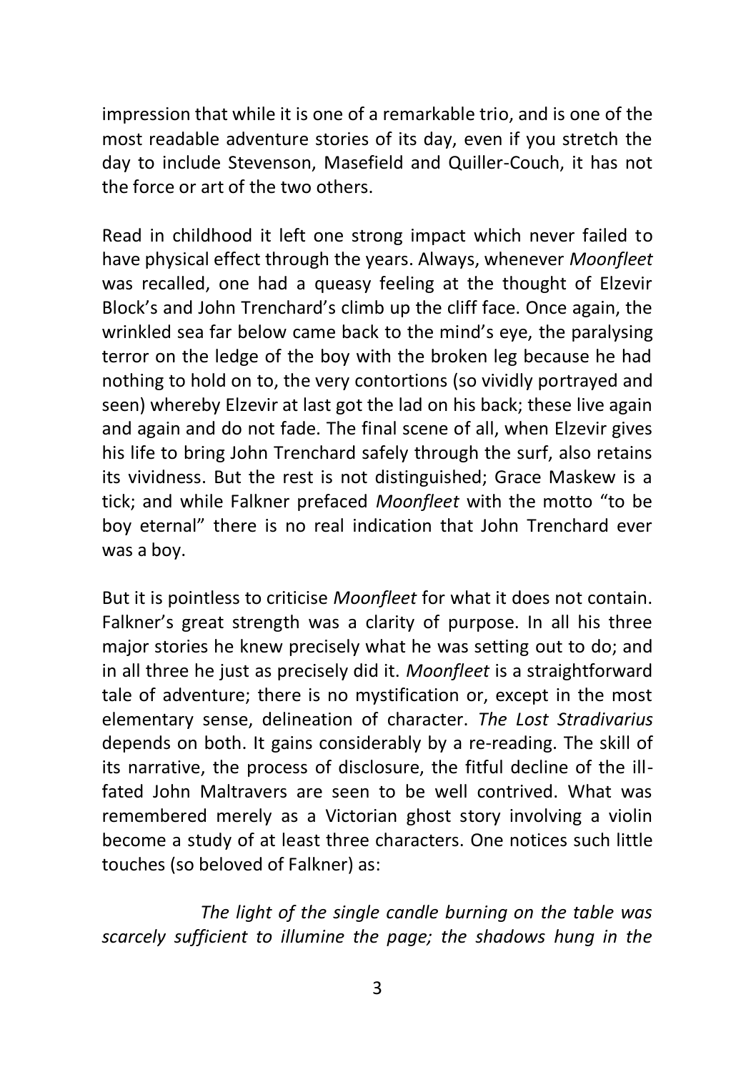impression that while it is one of a remarkable trio, and is one of the most readable adventure stories of its day, even if you stretch the day to include Stevenson, Masefield and Quiller-Couch, it has not the force or art of the two others.

Read in childhood it left one strong impact which never failed to have physical effect through the years. Always, whenever *Moonfleet* was recalled, one had a queasy feeling at the thought of Elzevir Block's and John Trenchard's climb up the cliff face. Once again, the wrinkled sea far below came back to the mind's eye, the paralysing terror on the ledge of the boy with the broken leg because he had nothing to hold on to, the very contortions (so vividly portrayed and seen) whereby Elzevir at last got the lad on his back; these live again and again and do not fade. The final scene of all, when Elzevir gives his life to bring John Trenchard safely through the surf, also retains its vividness. But the rest is not distinguished; Grace Maskew is a tick; and while Falkner prefaced *Moonfleet* with the motto "to be boy eternal" there is no real indication that John Trenchard ever was a boy.

But it is pointless to criticise *Moonfleet* for what it does not contain. Falkner's great strength was a clarity of purpose. In all his three major stories he knew precisely what he was setting out to do; and in all three he just as precisely did it. *Moonfleet* is a straightforward tale of adventure; there is no mystification or, except in the most elementary sense, delineation of character. *The Lost Stradivarius* depends on both. It gains considerably by a re-reading. The skill of its narrative, the process of disclosure, the fitful decline of the ill-fated John Maltravers are seen to be well contrived. What was remembered merely as a Victorian ghost story involving a violin become a study of at least three characters. One notices such little touches (so beloved of Falkner) as:

*The light of the single candle burning on the table was scarcely sufficient to illumine the page; the shadows hung in the*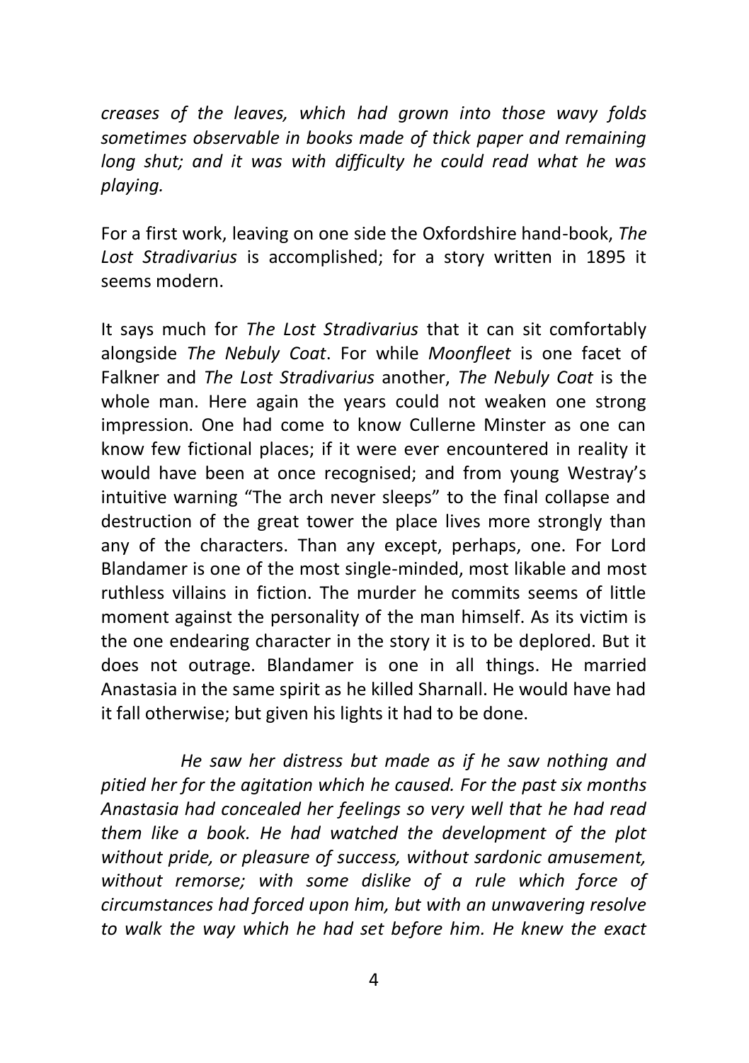*creases of the leaves, which had grown into those wavy folds sometimes observable in books made of thick paper and remaining long shut; and it was with difficulty he could read what he was playing.*

For a first work, leaving on one side the Oxfordshire hand-book, *The Lost Stradivarius* is accomplished; for a story written in 1895 it seems modern.

It says much for *The Lost Stradivarius* that it can sit comfortably alongside *The Nebuly Coat*. For while *Moonfleet* is one facet of Falkner and *The Lost Stradivarius* another, *The Nebuly Coat* is the whole man. Here again the years could not weaken one strong impression. One had come to know Cullerne Minster as one can know few fictional places; if it were ever encountered in reality it would have been at once recognised; and from young Westray's intuitive warning "The arch never sleeps" to the final collapse and destruction of the great tower the place lives more strongly than any of the characters. Than any except, perhaps, one. For Lord Blandamer is one of the most single-minded, most likable and most ruthless villains in fiction. The murder he commits seems of little moment against the personality of the man himself. As its victim is the one endearing character in the story it is to be deplored. But it does not outrage. Blandamer is one in all things. He married Anastasia in the same spirit as he killed Sharnall. He would have had it fall otherwise; but given his lights it had to be done.

*He saw her distress but made as if he saw nothing and pitied her for the agitation which he caused. For the past six months Anastasia had concealed her feelings so very well that he had read them like a book. He had watched the development of the plot without pride, or pleasure of success, without sardonic amusement, without remorse; with some dislike of a rule which force of circumstances had forced upon him, but with an unwavering resolve to walk the way which he had set before him. He knew the exact*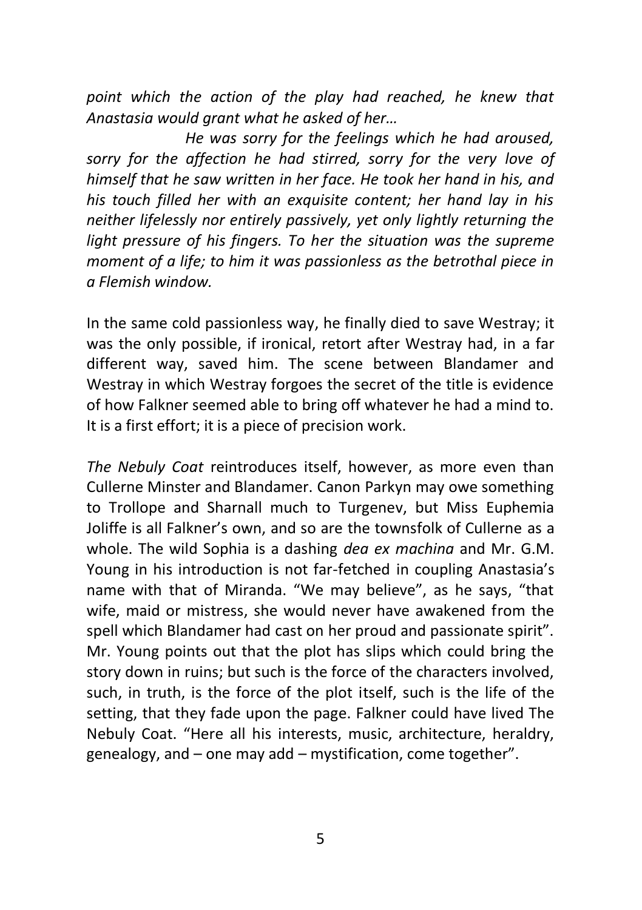*point which the action of the play had reached, he knew that Anastasia would grant what he asked of her…*

*He was sorry for the feelings which he had aroused, sorry for the affection he had stirred, sorry for the very love of himself that he saw written in her face. He took her hand in his, and his touch filled her with an exquisite content; her hand lay in his neither lifelessly nor entirely passively, yet only lightly returning the light pressure of his fingers. To her the situation was the supreme moment of a life; to him it was passionless as the betrothal piece in a Flemish window.*

In the same cold passionless way, he finally died to save Westray; it was the only possible, if ironical, retort after Westray had, in a far different way, saved him. The scene between Blandamer and Westray in which Westray forgoes the secret of the title is evidence of how Falkner seemed able to bring off whatever he had a mind to. It is a first effort; it is a piece of precision work.

*The Nebuly Coat* reintroduces itself, however, as more even than Cullerne Minster and Blandamer. Canon Parkyn may owe something to Trollope and Sharnall much to Turgenev, but Miss Euphemia Joliffe is all Falkner's own, and so are the townsfolk of Cullerne as a whole. The wild Sophia is a dashing *dea ex machina* and Mr. G.M. Young in his introduction is not far-fetched in coupling Anastasia's name with that of Miranda. "We may believe", as he says, "that wife, maid or mistress, she would never have awakened from the spell which Blandamer had cast on her proud and passionate spirit". Mr. Young points out that the plot has slips which could bring the story down in ruins; but such is the force of the characters involved, such, in truth, is the force of the plot itself, such is the life of the setting, that they fade upon the page. Falkner could have lived The Nebuly Coat. "Here all his interests, music, architecture, heraldry, genealogy, and – one may add – mystification, come together".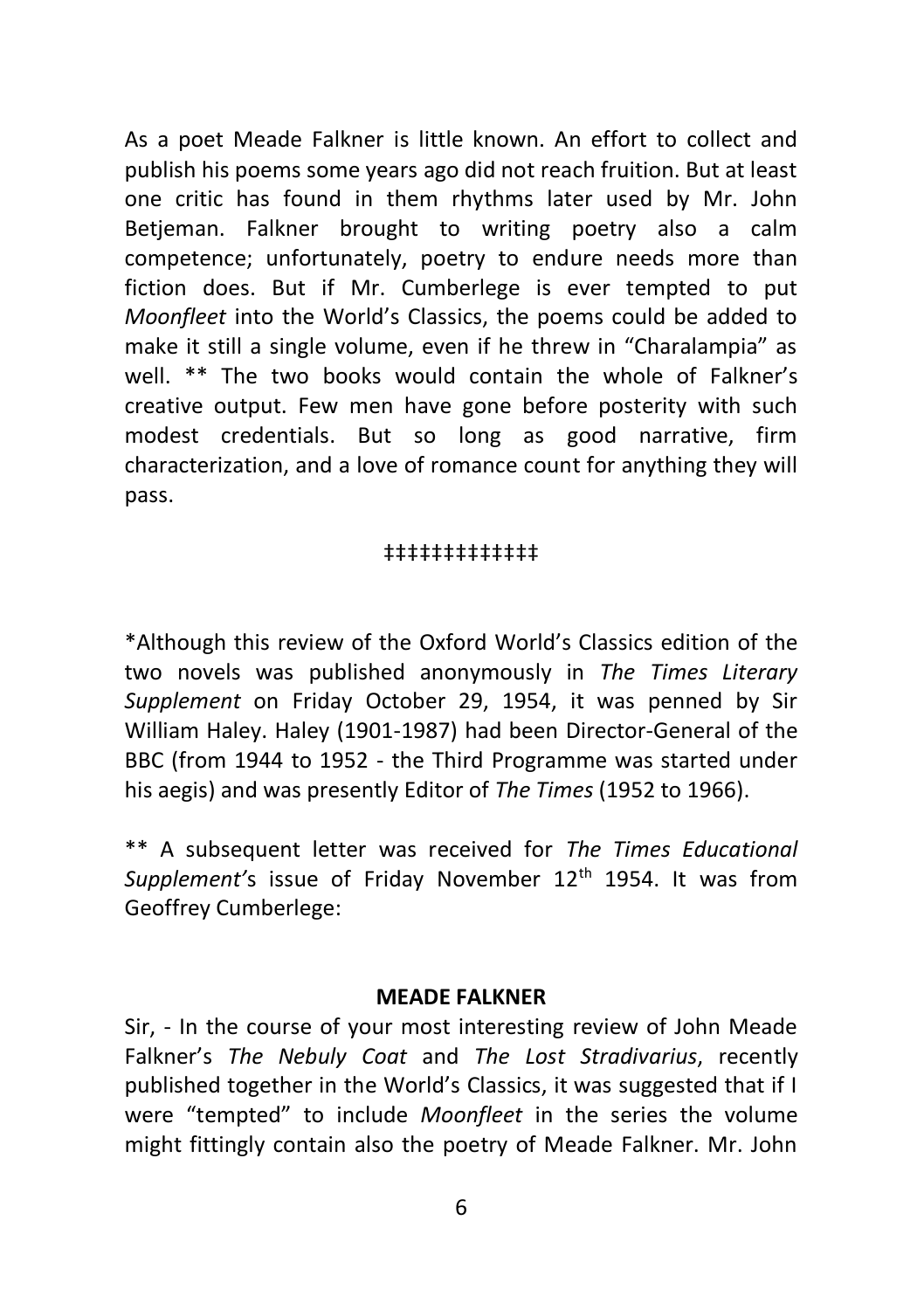As a poet Meade Falkner is little known. An effort to collect and publish his poems some years ago did not reach fruition. But at least one critic has found in them rhythms later used by Mr. John Betjeman. Falkner brought to writing poetry also a calm competence; unfortunately, poetry to endure needs more than fiction does. But if Mr. Cumberlege is ever tempted to put *Moonfleet* into the World's Classics, the poems could be added to make it still a single volume, even if he threw in "Charalampia" as well. ** The two books would contain the whole of Falkner's creative output. Few men have gone before posterity with such modest credentials. But so long as good narrative, firm characterization, and a love of romance count for anything they will pass.

‡‡‡‡‡‡‡‡‡‡‡‡‡

*Although this review of the Oxford World's Classics edition of the two novels was published anonymously in *The Times Literary Supplement* on Friday October 29, 1954, it was penned by Sir William Haley. Haley (1901-1987) had been Director-General of the BBC (from 1944 to 1952 - the Third Programme was started under his aegis) and was presently Editor of *The Times* (1952 to 1966).

** A subsequent letter was received for *The Times Educational Supplement*'s issue of Friday November 12th 1954. It was from Geoffrey Cumberlege:

**MEADE FALKNER**

Sir, - In the course of your most interesting review of John Meade Falkner's *The Nebuly Coat* and *The Lost Stradivarius*, recently published together in the World's Classics, it was suggested that if I were "tempted" to include *Moonfleet* in the series the volume might fittingly contain also the poetry of Meade Falkner. Mr. John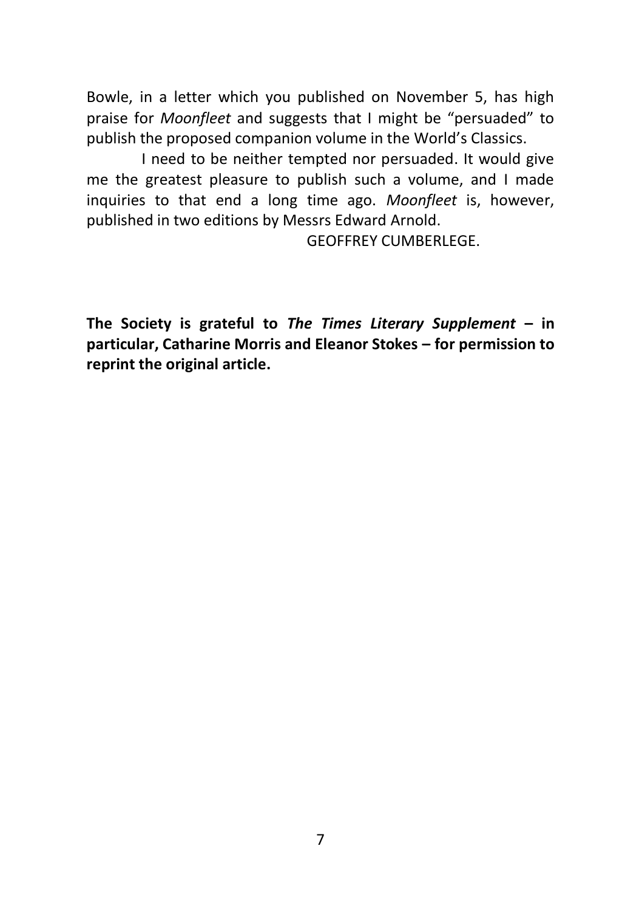Bowle, in a letter which you published on November 5, has high praise for *Moonfleet* and suggests that I might be "persuaded" to publish the proposed companion volume in the World's Classics.

I need to be neither tempted nor persuaded. It would give me the greatest pleasure to publish such a volume, and I made inquiries to that end a long time ago. *Moonfleet* is, however, published in two editions by Messrs Edward Arnold.

GEOFFREY CUMBERLEGE.

**The Society is grateful to *The Times Literary Supplement* – in particular, Catharine Morris and Eleanor Stokes – for permission to reprint the original article.**